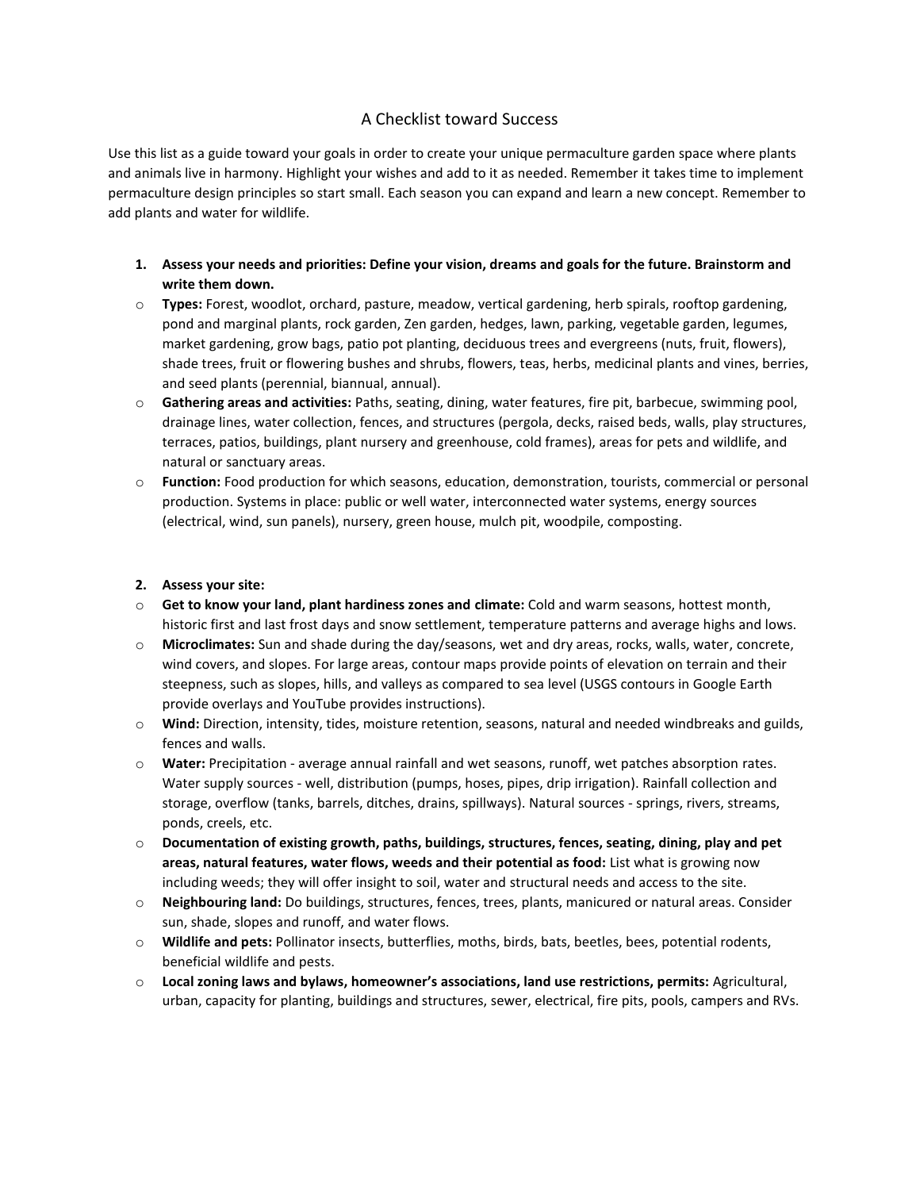# A Checklist toward Success

Use this list as a guide toward your goals in order to create your unique permaculture garden space where plants and animals live in harmony. Highlight your wishes and add to it as needed. Remember it takes time to implement permaculture design principles so start small. Each season you can expand and learn a new concept. Remember to add plants and water for wildlife.

1. **Assess your needs and priorities: Define your vision, dreams and goals for the future. Brainstorm and write them down.**

- **Types:** Forest, woodlot, orchard, pasture, meadow, vertical gardening, herb spirals, rooftop gardening, pond and marginal plants, rock garden, Zen garden, hedges, lawn, parking, vegetable garden, legumes, market gardening, grow bags, patio pot planting, deciduous trees and evergreens (nuts, fruit, flowers), shade trees, fruit or flowering bushes and shrubs, flowers, teas, herbs, medicinal plants and vines, berries, and seed plants (perennial, biannual, annual).
- **Gathering areas and activities:** Paths, seating, dining, water features, fire pit, barbecue, swimming pool, drainage lines, water collection, fences, and structures (pergola, decks, raised beds, walls, play structures, terraces, patios, buildings, plant nursery and greenhouse, cold frames), areas for pets and wildlife, and natural or sanctuary areas.
- **Function:** Food production for which seasons, education, demonstration, tourists, commercial or personal production. Systems in place: public or well water, interconnected water systems, energy sources (electrical, wind, sun panels), nursery, green house, mulch pit, woodpile, composting.

2. **Assess your site:**

- **Get to know your land, plant hardiness zones and climate:** Cold and warm seasons, hottest month, historic first and last frost days and snow settlement, temperature patterns and average highs and lows.
- **Microclimates:** Sun and shade during the day/seasons, wet and dry areas, rocks, walls, water, concrete, wind covers, and slopes. For large areas, contour maps provide points of elevation on terrain and their steepness, such as slopes, hills, and valleys as compared to sea level (USGS contours in Google Earth provide overlays and YouTube provides instructions).
- **Wind:** Direction, intensity, tides, moisture retention, seasons, natural and needed windbreaks and guilds, fences and walls.
- **Water:** Precipitation - average annual rainfall and wet seasons, runoff, wet patches absorption rates. Water supply sources - well, distribution (pumps, hoses, pipes, drip irrigation). Rainfall collection and storage, overflow (tanks, barrels, ditches, drains, spillways). Natural sources - springs, rivers, streams, ponds, creels, etc.
- **Documentation of existing growth, paths, buildings, structures, fences, seating, dining, play and pet areas, natural features, water flows, weeds and their potential as food:** List what is growing now including weeds; they will offer insight to soil, water and structural needs and access to the site.
- **Neighbouring land:** Do buildings, structures, fences, trees, plants, manicured or natural areas. Consider sun, shade, slopes and runoff, and water flows.
- **Wildlife and pets:** Pollinator insects, butterflies, moths, birds, bats, beetles, bees, potential rodents, beneficial wildlife and pests.
- **Local zoning laws and bylaws, homeowner's associations, land use restrictions, permits:** Agricultural, urban, capacity for planting, buildings and structures, sewer, electrical, fire pits, pools, campers and RVs.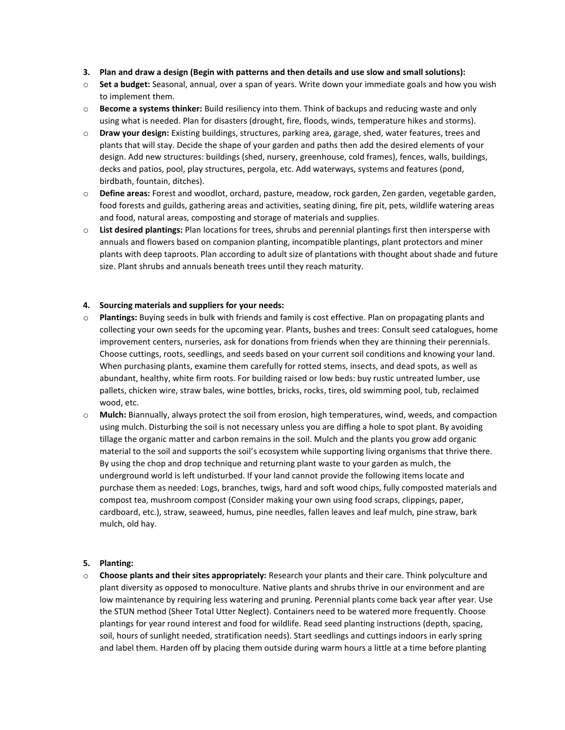3. **Plan and draw a design (Begin with patterns and then details and use slow and small solutions):**
   - **Set a budget:** Seasonal, annual, over a span of years. Write down your immediate goals and how you wish to implement them.
   - **Become a systems thinker:** Build resiliency into them. Think of backups and reducing waste and only using what is needed. Plan for disasters (drought, fire, floods, winds, temperature hikes and storms).
   - **Draw your design:** Existing buildings, structures, parking area, garage, shed, water features, trees and plants that will stay. Decide the shape of your garden and paths then add the desired elements of your design. Add new structures: buildings (shed, nursery, greenhouse, cold frames), fences, walls, buildings, decks and patios, pool, play structures, pergola, etc. Add waterways, systems and features (pond, birdbath, fountain, ditches).
   - **Define areas:** Forest and woodlot, orchard, pasture, meadow, rock garden, Zen garden, vegetable garden, food forests and guilds, gathering areas and activities, seating dining, fire pit, pets, wildlife watering areas and food, natural areas, composting and storage of materials and supplies.
   - **List desired plantings:** Plan locations for trees, shrubs and perennial plantings first then intersperse with annuals and flowers based on companion planting, incompatible plantings, plant protectors and miner plants with deep taproots. Plan according to adult size of plantations with thought about shade and future size. Plant shrubs and annuals beneath trees until they reach maturity.

4. **Sourcing materials and suppliers for your needs:**
   - **Plantings:** Buying seeds in bulk with friends and family is cost effective. Plan on propagating plants and collecting your own seeds for the upcoming year. Plants, bushes and trees: Consult seed catalogues, home improvement centers, nurseries, ask for donations from friends when they are thinning their perennials. Choose cuttings, roots, seedlings, and seeds based on your current soil conditions and knowing your land. When purchasing plants, examine them carefully for rotted stems, insects, and dead spots, as well as abundant, healthy, white firm roots. For building raised or low beds: buy rustic untreated lumber, use pallets, chicken wire, straw bales, wine bottles, bricks, rocks, tires, old swimming pool, tub, reclaimed wood, etc.
   - **Mulch:** Biannually, always protect the soil from erosion, high temperatures, wind, weeds, and compaction using mulch. Disturbing the soil is not necessary unless you are diffing a hole to spot plant. By avoiding tillage the organic matter and carbon remains in the soil. Mulch and the plants you grow add organic material to the soil and supports the soil's ecosystem while supporting living organisms that thrive there. By using the chop and drop technique and returning plant waste to your garden as mulch, the underground world is left undisturbed. If your land cannot provide the following items locate and purchase them as needed: Logs, branches, twigs, hard and soft wood chips, fully composted materials and compost tea, mushroom compost (Consider making your own using food scraps, clippings, paper, cardboard, etc.), straw, seaweed, humus, pine needles, fallen leaves and leaf mulch, pine straw, bark mulch, old hay.

5. **Planting:**
   - **Choose plants and their sites appropriately:** Research your plants and their care. Think polyculture and plant diversity as opposed to monoculture. Native plants and shrubs thrive in our environment and are low maintenance by requiring less watering and pruning. Perennial plants come back year after year. Use the STUN method (Sheer Total Utter Neglect). Containers need to be watered more frequently. Choose plantings for year round interest and food for wildlife. Read seed planting instructions (depth, spacing, soil, hours of sunlight needed, stratification needs). Start seedlings and cuttings indoors in early spring and label them. Harden off by placing them outside during warm hours a little at a time before planting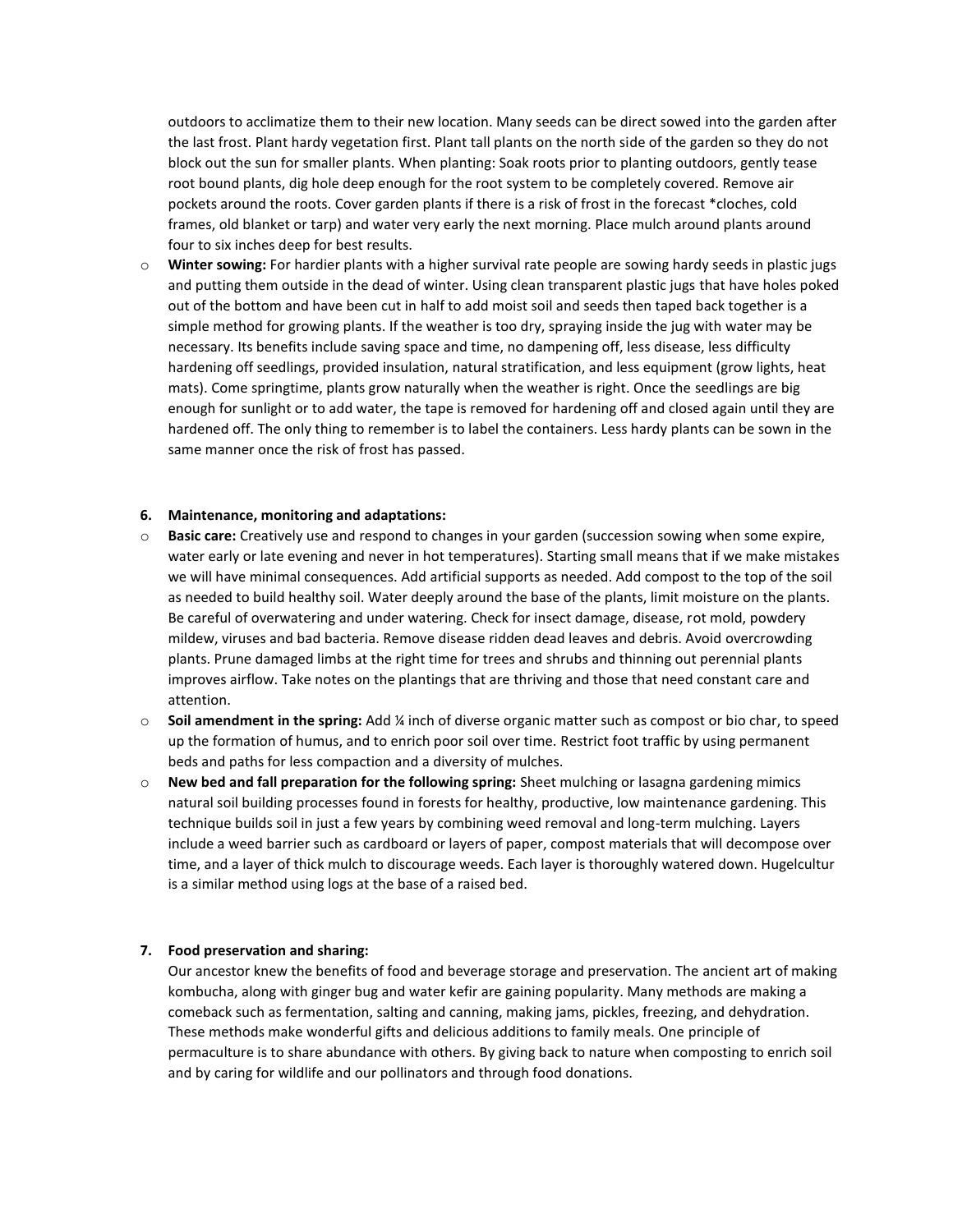outdoors to acclimatize them to their new location. Many seeds can be direct sowed into the garden after the last frost. Plant hardy vegetation first. Plant tall plants on the north side of the garden so they do not block out the sun for smaller plants. When planting: Soak roots prior to planting outdoors, gently tease root bound plants, dig hole deep enough for the root system to be completely covered. Remove air pockets around the roots. Cover garden plants if there is a risk of frost in the forecast *cloches, cold frames, old blanket or tarp) and water very early the next morning. Place mulch around plants around four to six inches deep for best results.

- **Winter sowing:** For hardier plants with a higher survival rate people are sowing hardy seeds in plastic jugs and putting them outside in the dead of winter. Using clean transparent plastic jugs that have holes poked out of the bottom and have been cut in half to add moist soil and seeds then taped back together is a simple method for growing plants. If the weather is too dry, spraying inside the jug with water may be necessary. Its benefits include saving space and time, no dampening off, less disease, less difficulty hardening off seedlings, provided insulation, natural stratification, and less equipment (grow lights, heat mats). Come springtime, plants grow naturally when the weather is right. Once the seedlings are big enough for sunlight or to add water, the tape is removed for hardening off and closed again until they are hardened off. The only thing to remember is to label the containers. Less hardy plants can be sown in the same manner once the risk of frost has passed.

**6. Maintenance, monitoring and adaptations:**

- **Basic care:** Creatively use and respond to changes in your garden (succession sowing when some expire, water early or late evening and never in hot temperatures). Starting small means that if we make mistakes we will have minimal consequences. Add artificial supports as needed. Add compost to the top of the soil as needed to build healthy soil. Water deeply around the base of the plants, limit moisture on the plants. Be careful of overwatering and under watering. Check for insect damage, disease, rot mold, powdery mildew, viruses and bad bacteria. Remove disease ridden dead leaves and debris. Avoid overcrowding plants. Prune damaged limbs at the right time for trees and shrubs and thinning out perennial plants improves airflow. Take notes on the plantings that are thriving and those that need constant care and attention.
- **Soil amendment in the spring:** Add ¼ inch of diverse organic matter such as compost or bio char, to speed up the formation of humus, and to enrich poor soil over time. Restrict foot traffic by using permanent beds and paths for less compaction and a diversity of mulches.
- **New bed and fall preparation for the following spring:** Sheet mulching or lasagna gardening mimics natural soil building processes found in forests for healthy, productive, low maintenance gardening. This technique builds soil in just a few years by combining weed removal and long-term mulching. Layers include a weed barrier such as cardboard or layers of paper, compost materials that will decompose over time, and a layer of thick mulch to discourage weeds. Each layer is thoroughly watered down. Hugelcultur is a similar method using logs at the base of a raised bed.

**7. Food preservation and sharing:**

Our ancestor knew the benefits of food and beverage storage and preservation. The ancient art of making kombucha, along with ginger bug and water kefir are gaining popularity. Many methods are making a comeback such as fermentation, salting and canning, making jams, pickles, freezing, and dehydration. These methods make wonderful gifts and delicious additions to family meals. One principle of permaculture is to share abundance with others. By giving back to nature when composting to enrich soil and by caring for wildlife and our pollinators and through food donations.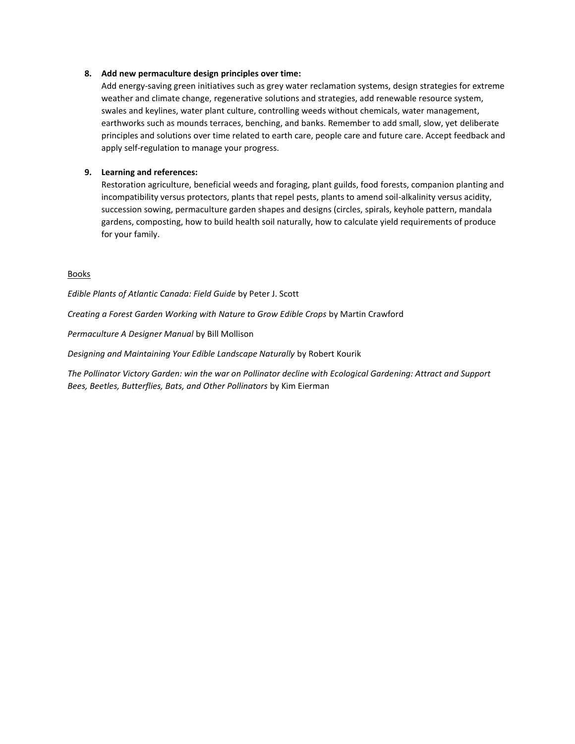8. **Add new permaculture design principles over time:**
   Add energy-saving green initiatives such as grey water reclamation systems, design strategies for extreme weather and climate change, regenerative solutions and strategies, add renewable resource system, swales and keylines, water plant culture, controlling weeds without chemicals, water management, earthworks such as mounds terraces, benching, and banks. Remember to add small, slow, yet deliberate principles and solutions over time related to earth care, people care and future care. Accept feedback and apply self-regulation to manage your progress.

9. **Learning and references:**
   Restoration agriculture, beneficial weeds and foraging, plant guilds, food forests, companion planting and incompatibility versus protectors, plants that repel pests, plants to amend soil-alkalinity versus acidity, succession sowing, permaculture garden shapes and designs (circles, spirals, keyhole pattern, mandala gardens, composting, how to build health soil naturally, how to calculate yield requirements of produce for your family.

<u>Books</u>

*Edible Plants of Atlantic Canada: Field Guide* by Peter J. Scott

*Creating a Forest Garden Working with Nature to Grow Edible Crops* by Martin Crawford

*Permaculture A Designer Manual* by Bill Mollison

*Designing and Maintaining Your Edible Landscape Naturally* by Robert Kourik

*The Pollinator Victory Garden: win the war on Pollinator decline with Ecological Gardening: Attract and Support Bees, Beetles, Butterflies, Bats, and Other Pollinators* by Kim Eierman